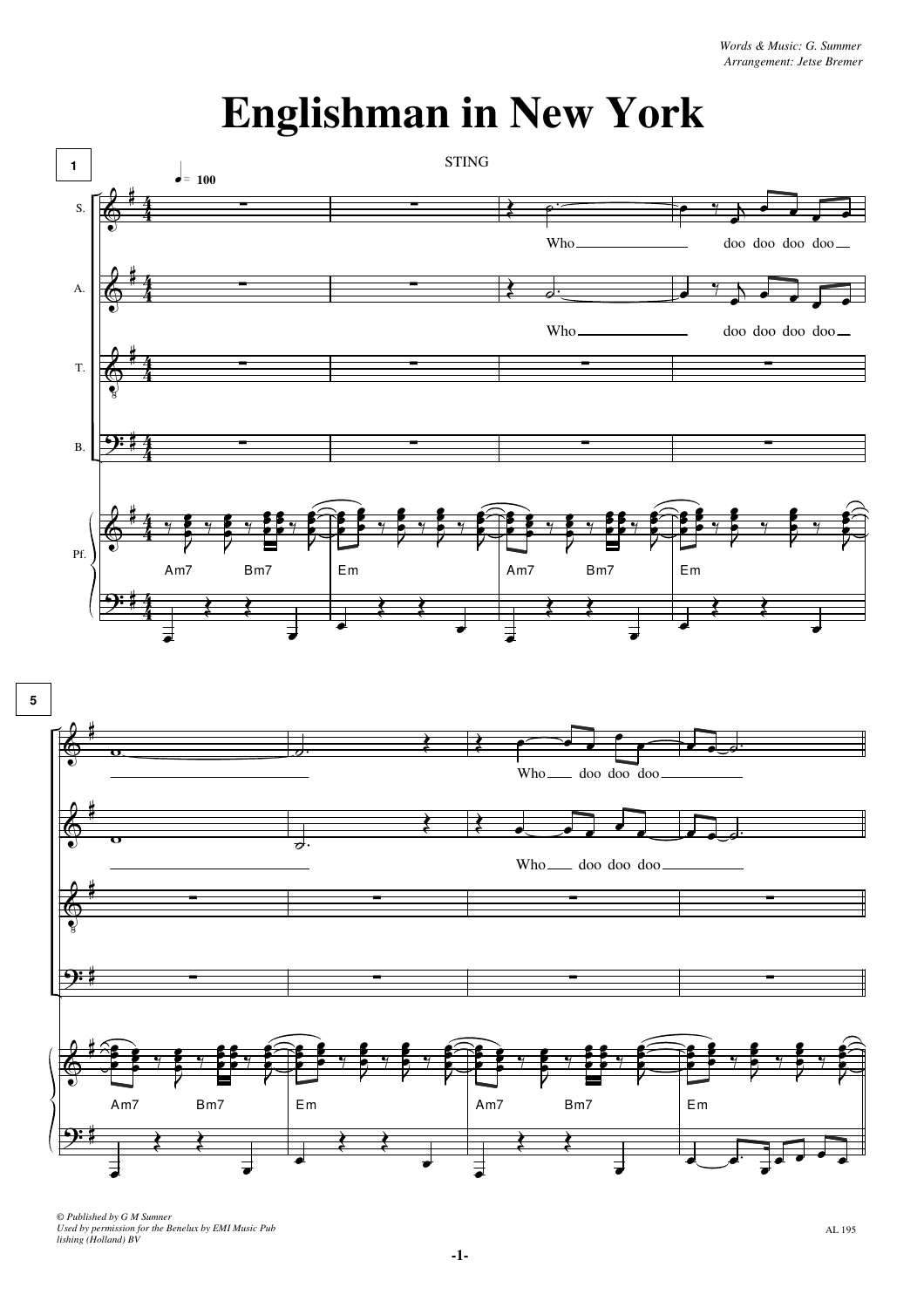Words & Music: G. Summer
Arrangement: Jetse Bremer

# Englishman in New York

STING

© Published by G M Sumner
Used by permission for the Benelux by EMI Music Publishing (Holland) BV

AL 195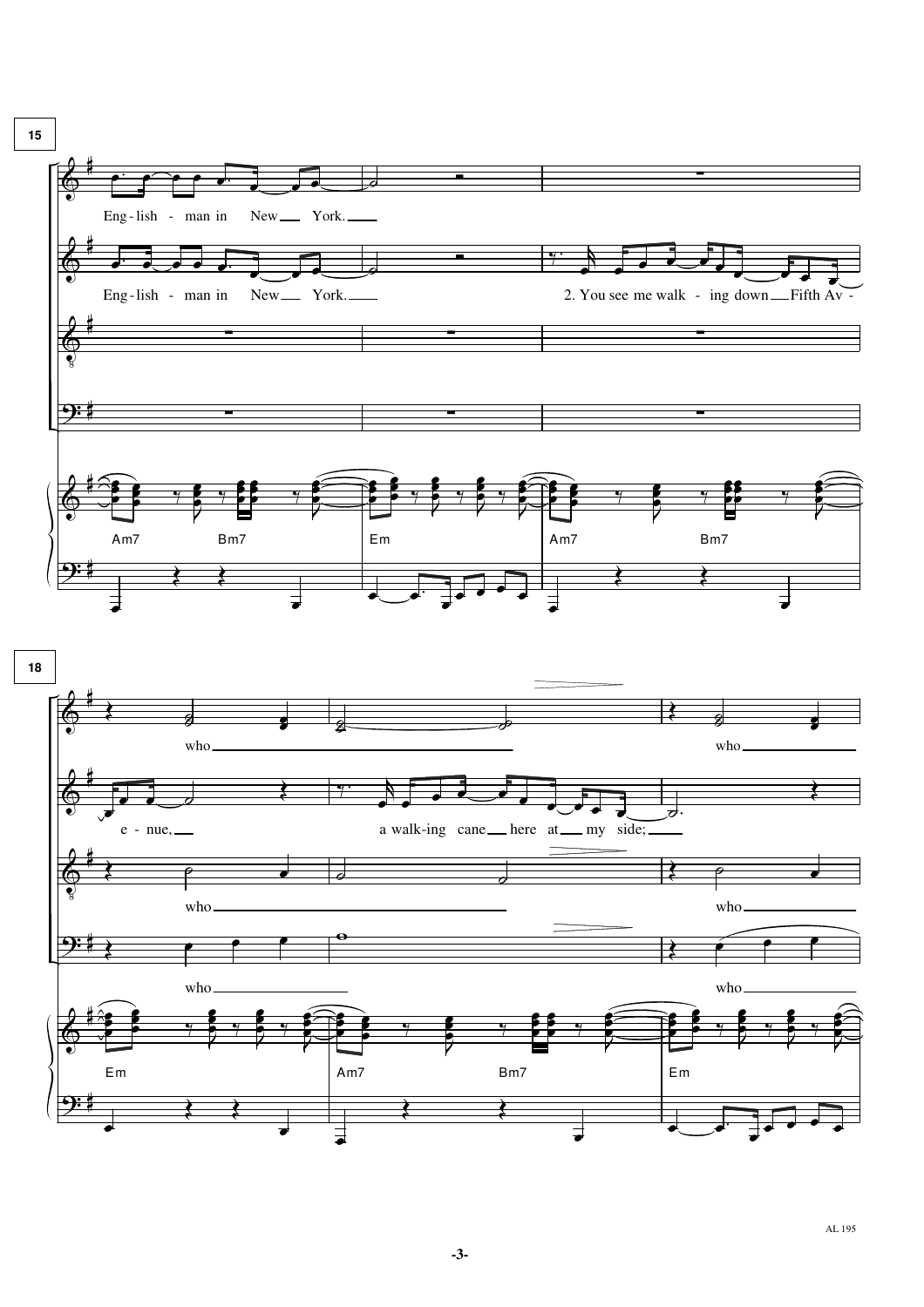15

English - man in New York.

English - man in New York.

2. You see me walk - ing down Fifth Av -

Am7 Bm7 Em Am7 Bm7

18

who who

e - nue, a walk-ing cane here at my side;

who who

who who

Em Am7 Bm7 Em

AL 195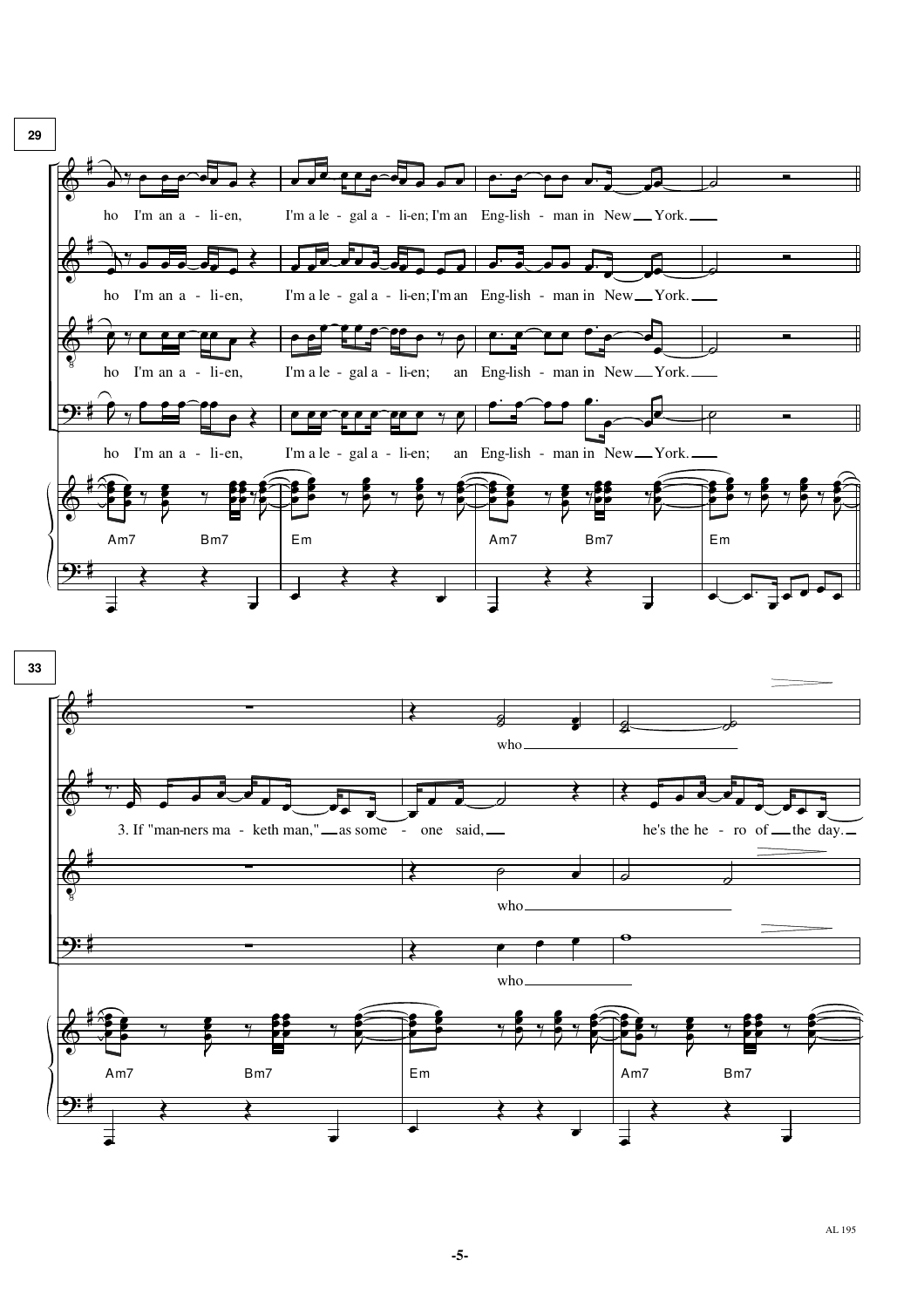29

ho I'm an a - li-en, I'm a le - gal a - li-en; I'm an Eng-lish - man in New York.

ho I'm an a - li-en, I'm a le - gal a - li-en; I'm an Eng-lish - man in New York.

ho I'm an a - li-en, I'm a le - gal a - li-en; an Eng-lish - man in New York.

ho I'm an a - li-en, I'm a le - gal a - li-en; an Eng-lish - man in New York.

Am7 Bm7 Em Am7 Bm7 Em

33

who

3. If "man-ners ma - keth man," as some - one said, he's the he - ro of the day.

who

who

Am7 Bm7 Em Am7 Bm7

AL 195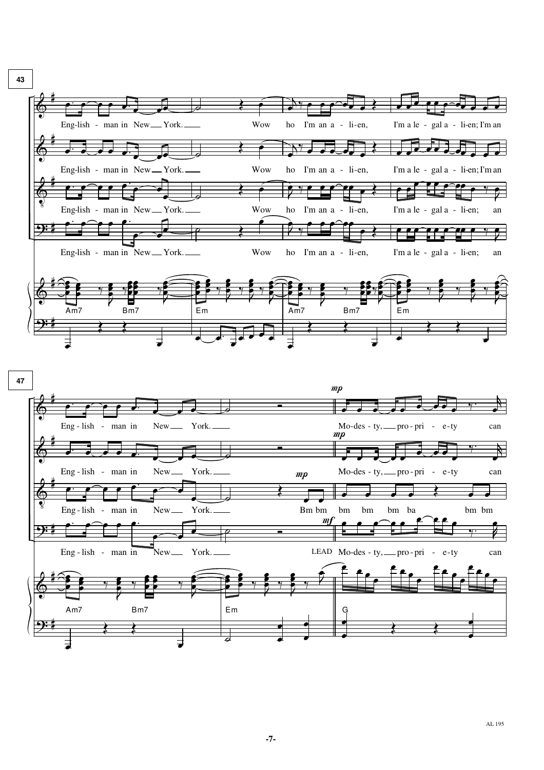43

Eng-lish - man in New York. Wow ho I'm an a - li-en, I'm a le - gal a - li-en; I'm an

Eng-lish - man in New York. Wow ho I'm an a - li-en, I'm a le - gal a - li-en; I'm an

Eng-lish - man in New York. Wow ho I'm an a - li-en, I'm a le - gal a - li-en; an

Eng-lish - man in New York. Wow ho I'm an a - li-en, I'm a le - gal a - li-en; an

Am7 Bm7 Em Am7 Bm7 Em

47

Eng - lish - man in New York. *mp* Mo-des - ty, pro - pri - e - ty can

Eng - lish - man in New York. *mp* Mo-des - ty, pro - pri - e - ty can

Eng - lish - man in New York. *mp* Bm bm bm bm bm ba bm bm

Eng - lish - man in New York. LEAD *mf* Mo-des - ty, pro - pri - e - ty can

Am7 Bm7 Em G

AL 195

-7-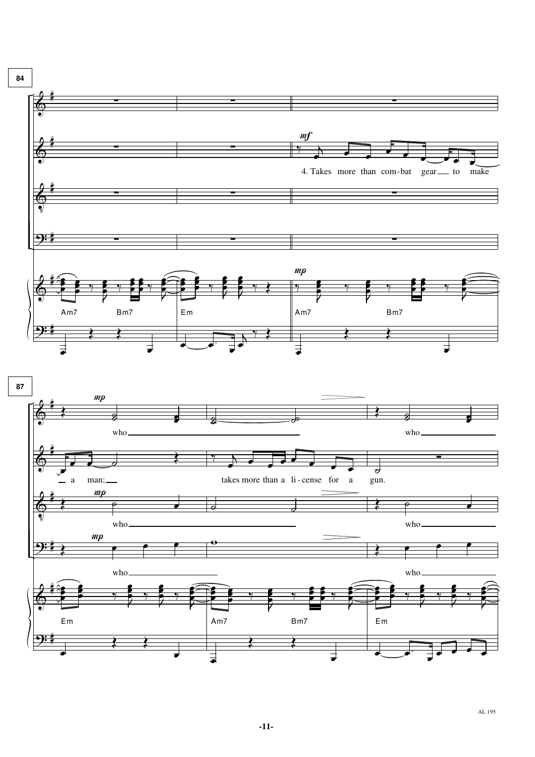84

*mf*

4. Takes more than com-bat gear to make

*mp*

Am7 Bm7 Em Am7 Bm7

87

*mp*

who who

a man; takes more than a li-cense for a gun.

*mp*

who who

*mp*

who who

Em Am7 Bm7 Em

AL 195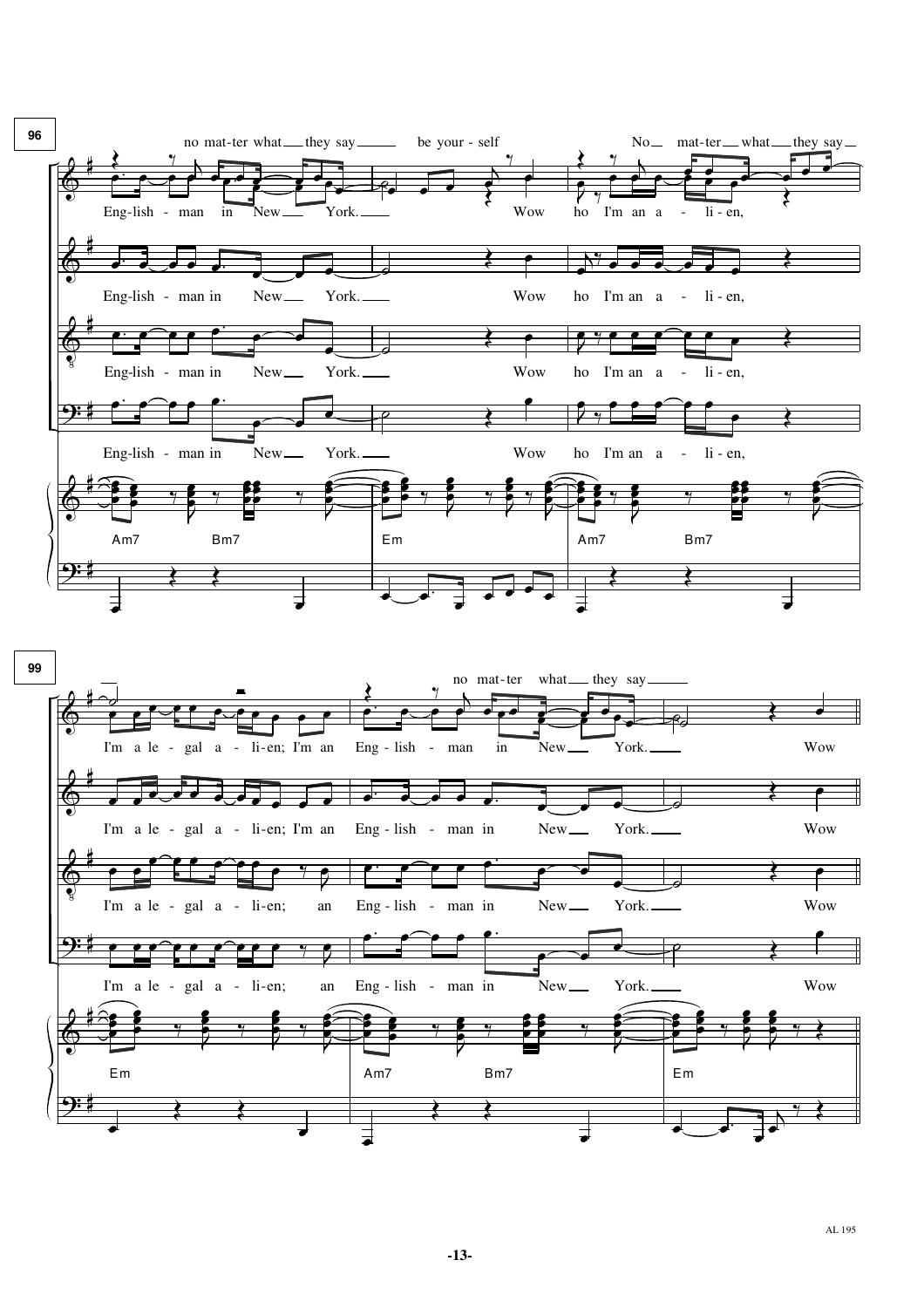**96**

no mat-ter what __ they say __ be your - self No __ mat-ter __ what __ they say __

Eng-lish - man in New __ York. __ Wow ho I'm an a - li - en,

Eng-lish - man in New __ York. __ Wow ho I'm an a - li - en,

Eng-lish - man in New __ York. __ Wow ho I'm an a - li - en,

Eng-lish - man in New __ York. __ Wow ho I'm an a - li - en,

Am7 Bm7 | Em | Am7 Bm7

**99**

no mat-ter what __ they say __

I'm a le - gal a - li - en; I'm an Eng - lish - man in New __ York. __ Wow

I'm a le - gal a - li - en; I'm an Eng - lish - man in New __ York. __ Wow

I'm a le - gal a - li - en; an Eng - lish - man in New __ York. __ Wow

I'm a le - gal a - li - en; an Eng - lish - man in New __ York. __ Wow

Em | Am7 Bm7 | Em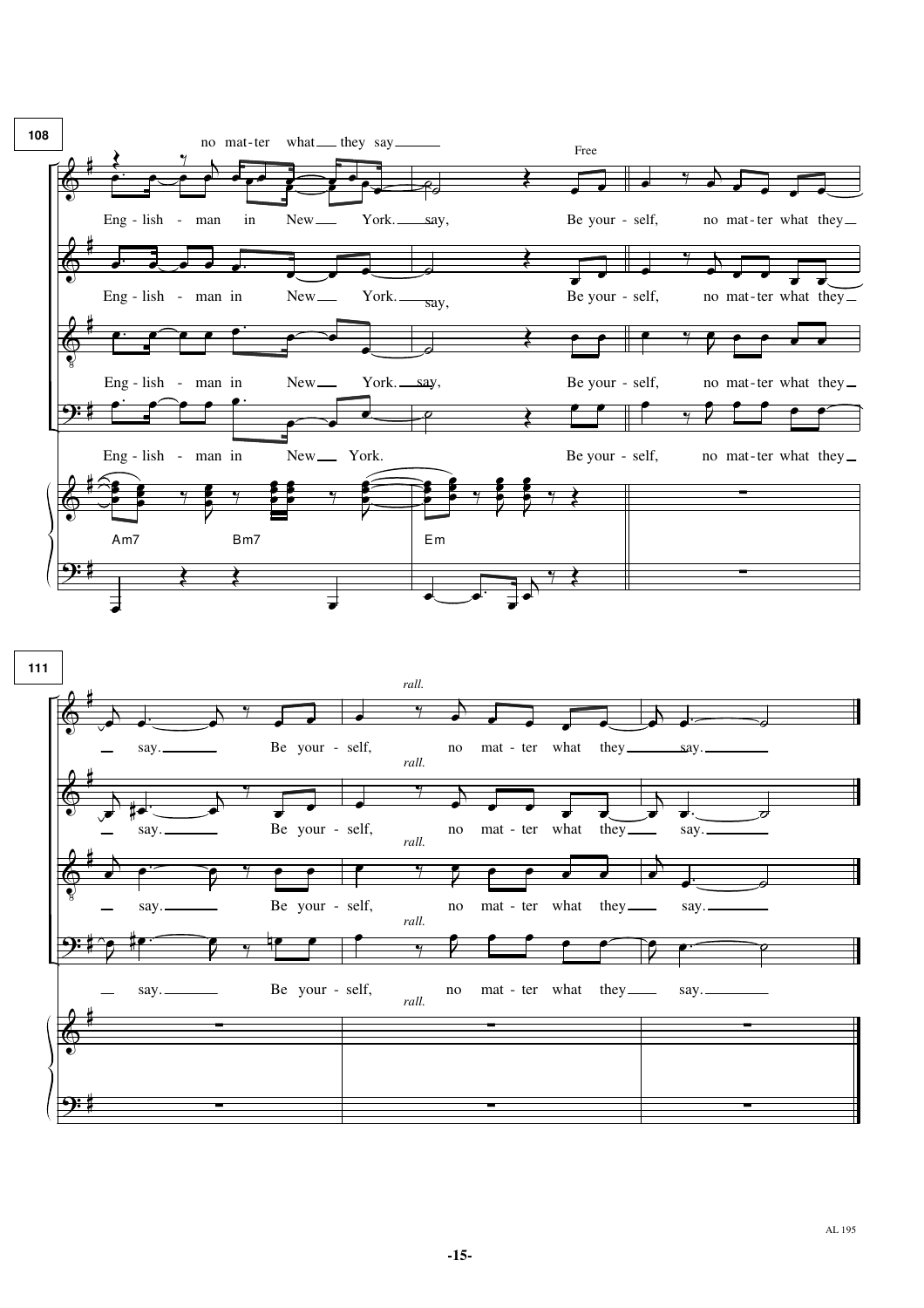108

no mat-ter what they say

Free

Eng - lish - man in New York. say, Be your - self, no mat - ter what they

Eng - lish - man in New York. say, Be your - self, no mat - ter what they

Eng - lish - man in New York. say, Be your - self, no mat - ter what they

Eng - lish - man in New York. Be your - self, no mat - ter what they

Am7 Bm7 Em

111

*rall.*

say. Be your - self, no mat - ter what they say.

say. Be your - self, no mat - ter what they say.

say. Be your - self, no mat - ter what they say.

say. Be your - self, no mat - ter what they say.

AL 195